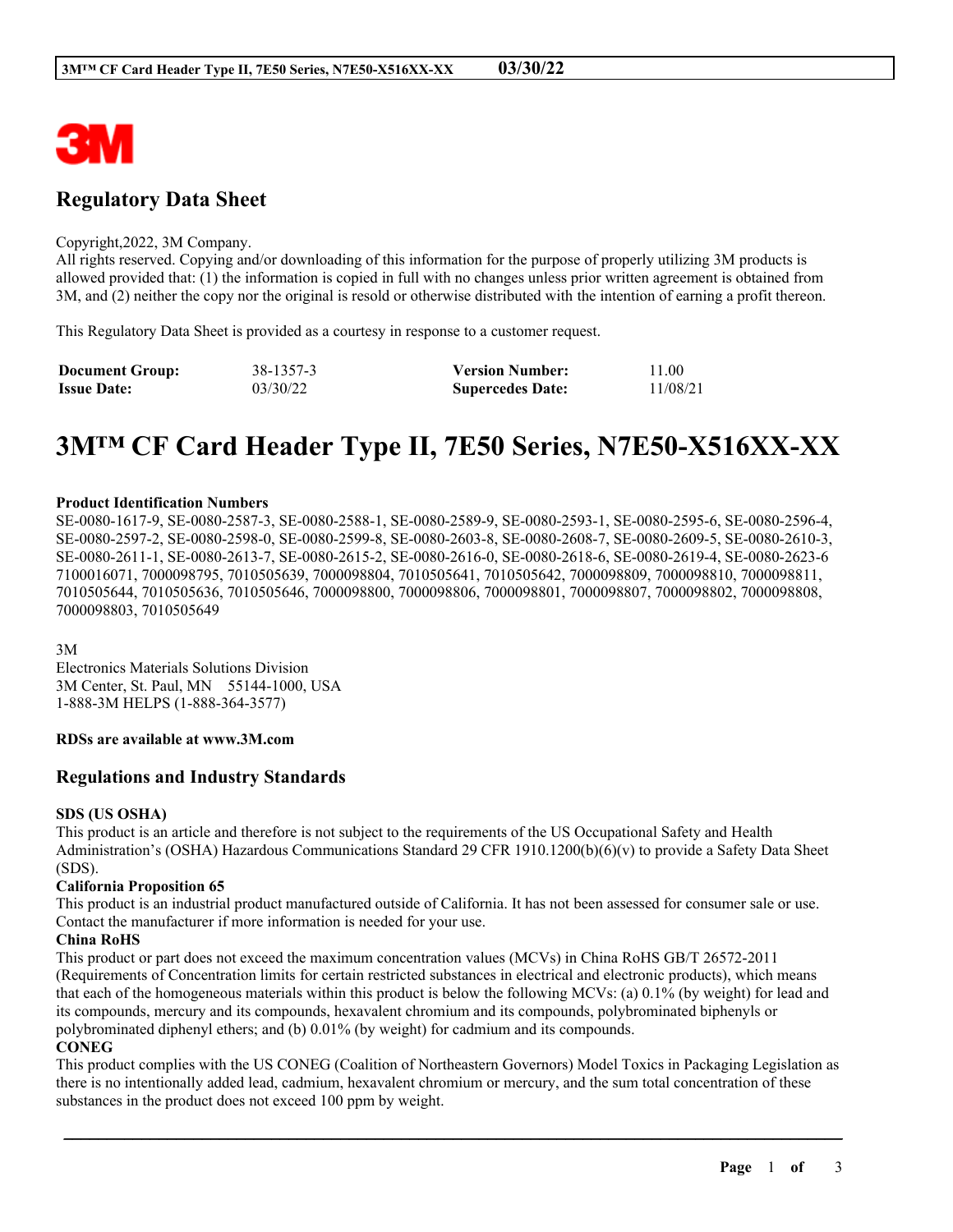# Regulatory Data Sheet

Copyright,2022, 3M Company.
All rights reserved. Copying and/or downloading of this information for the purpose of properly utilizing 3M products is allowed provided that: (1) the information is copied in full with no changes unless prior written agreement is obtained from 3M, and (2) neither the copy nor the original is resold or otherwise distributed with the intention of earning a profit thereon.

This Regulatory Data Sheet is provided as a courtesy in response to a customer request.

| | | | |
|---|---|---|---|
| **Document Group:** | 38-1357-3 | **Version Number:** | 11.00 |
| **Issue Date:** | 03/30/22 | **Supercedes Date:** | 11/08/21 |

# 3M™ CF Card Header Type II, 7E50 Series, N7E50-X516XX-XX

**Product Identification Numbers**
SE-0080-1617-9, SE-0080-2587-3, SE-0080-2588-1, SE-0080-2589-9, SE-0080-2593-1, SE-0080-2595-6, SE-0080-2596-4, SE-0080-2597-2, SE-0080-2598-0, SE-0080-2599-8, SE-0080-2603-8, SE-0080-2608-7, SE-0080-2609-5, SE-0080-2610-3, SE-0080-2611-1, SE-0080-2613-7, SE-0080-2615-2, SE-0080-2616-0, SE-0080-2618-6, SE-0080-2619-4, SE-0080-2623-6
7100016071, 7000098795, 7010505639, 7000098804, 7010505641, 7010505642, 7000098809, 7000098810, 7000098811, 7010505644, 7010505636, 7010505646, 7000098800, 7000098806, 7000098801, 7000098807, 7000098802, 7000098808, 7000098803, 7010505649

3M
Electronics Materials Solutions Division
3M Center, St. Paul, MN 55144-1000, USA
1-888-3M HELPS (1-888-364-3577)

**RDSs are available at www.3M.com**

## Regulations and Industry Standards

**SDS (US OSHA)**
This product is an article and therefore is not subject to the requirements of the US Occupational Safety and Health Administration's (OSHA) Hazardous Communications Standard 29 CFR 1910.1200(b)(6)(v) to provide a Safety Data Sheet (SDS).

**California Proposition 65**
This product is an industrial product manufactured outside of California. It has not been assessed for consumer sale or use. Contact the manufacturer if more information is needed for your use.

**China RoHS**
This product or part does not exceed the maximum concentration values (MCVs) in China RoHS GB/T 26572-2011 (Requirements of Concentration limits for certain restricted substances in electrical and electronic products), which means that each of the homogeneous materials within this product is below the following MCVs: (a) 0.1% (by weight) for lead and its compounds, mercury and its compounds, hexavalent chromium and its compounds, polybrominated biphenyls or polybrominated diphenyl ethers; and (b) 0.01% (by weight) for cadmium and its compounds.

**CONEG**
This product complies with the US CONEG (Coalition of Northeastern Governors) Model Toxics in Packaging Legislation as there is no intentionally added lead, cadmium, hexavalent chromium or mercury, and the sum total concentration of these substances in the product does not exceed 100 ppm by weight.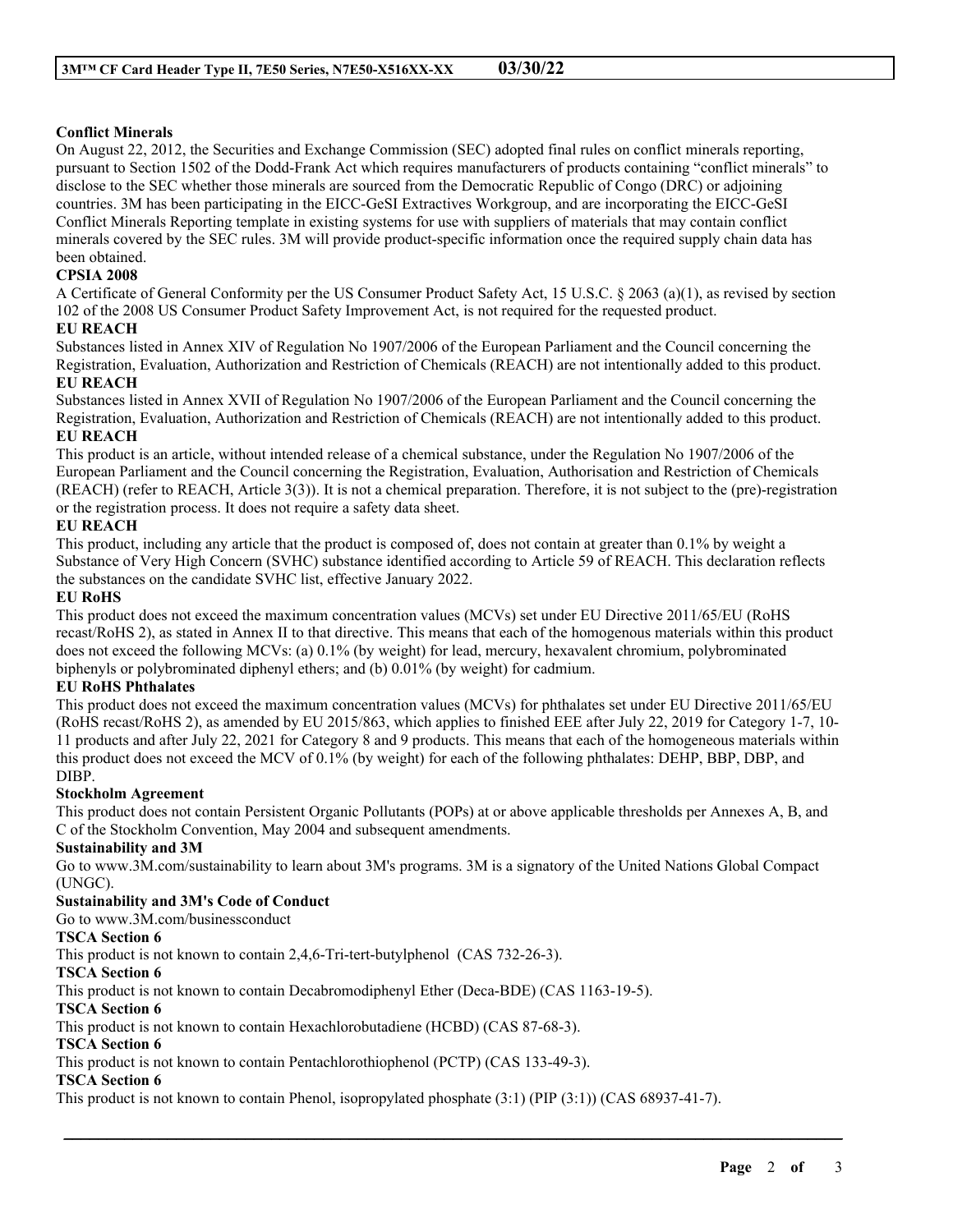**Conflict Minerals**

On August 22, 2012, the Securities and Exchange Commission (SEC) adopted final rules on conflict minerals reporting, pursuant to Section 1502 of the Dodd-Frank Act which requires manufacturers of products containing "conflict minerals" to disclose to the SEC whether those minerals are sourced from the Democratic Republic of Congo (DRC) or adjoining countries. 3M has been participating in the EICC-GeSI Extractives Workgroup, and are incorporating the EICC-GeSI Conflict Minerals Reporting template in existing systems for use with suppliers of materials that may contain conflict minerals covered by the SEC rules. 3M will provide product-specific information once the required supply chain data has been obtained.

**CPSIA 2008**

A Certificate of General Conformity per the US Consumer Product Safety Act, 15 U.S.C. § 2063 (a)(1), as revised by section 102 of the 2008 US Consumer Product Safety Improvement Act, is not required for the requested product.

**EU REACH**

Substances listed in Annex XIV of Regulation No 1907/2006 of the European Parliament and the Council concerning the Registration, Evaluation, Authorization and Restriction of Chemicals (REACH) are not intentionally added to this product.

**EU REACH**

Substances listed in Annex XVII of Regulation No 1907/2006 of the European Parliament and the Council concerning the Registration, Evaluation, Authorization and Restriction of Chemicals (REACH) are not intentionally added to this product.

**EU REACH**

This product is an article, without intended release of a chemical substance, under the Regulation No 1907/2006 of the European Parliament and the Council concerning the Registration, Evaluation, Authorisation and Restriction of Chemicals (REACH) (refer to REACH, Article 3(3)). It is not a chemical preparation. Therefore, it is not subject to the (pre)-registration or the registration process. It does not require a safety data sheet.

**EU REACH**

This product, including any article that the product is composed of, does not contain at greater than 0.1% by weight a Substance of Very High Concern (SVHC) substance identified according to Article 59 of REACH. This declaration reflects the substances on the candidate SVHC list, effective January 2022.

**EU RoHS**

This product does not exceed the maximum concentration values (MCVs) set under EU Directive 2011/65/EU (RoHS recast/RoHS 2), as stated in Annex II to that directive. This means that each of the homogenous materials within this product does not exceed the following MCVs: (a) 0.1% (by weight) for lead, mercury, hexavalent chromium, polybrominated biphenyls or polybrominated diphenyl ethers; and (b) 0.01% (by weight) for cadmium.

**EU RoHS Phthalates**

This product does not exceed the maximum concentration values (MCVs) for phthalates set under EU Directive 2011/65/EU (RoHS recast/RoHS 2), as amended by EU 2015/863, which applies to finished EEE after July 22, 2019 for Category 1-7, 10-11 products and after July 22, 2021 for Category 8 and 9 products. This means that each of the homogeneous materials within this product does not exceed the MCV of 0.1% (by weight) for each of the following phthalates: DEHP, BBP, DBP, and DIBP.

**Stockholm Agreement**

This product does not contain Persistent Organic Pollutants (POPs) at or above applicable thresholds per Annexes A, B, and C of the Stockholm Convention, May 2004 and subsequent amendments.

**Sustainability and 3M**

Go to www.3M.com/sustainability to learn about 3M's programs. 3M is a signatory of the United Nations Global Compact (UNGC).

**Sustainability and 3M's Code of Conduct**

Go to www.3M.com/businessconduct

**TSCA Section 6**

This product is not known to contain 2,4,6-Tri-tert-butylphenol (CAS 732-26-3).

**TSCA Section 6**

This product is not known to contain Decabromodiphenyl Ether (Deca-BDE) (CAS 1163-19-5).

**TSCA Section 6**

This product is not known to contain Hexachlorobutadiene (HCBD) (CAS 87-68-3).

**TSCA Section 6**

This product is not known to contain Pentachlorothiophenol (PCTP) (CAS 133-49-3).

**TSCA Section 6**

This product is not known to contain Phenol, isopropylated phosphate (3:1) (PIP (3:1)) (CAS 68937-41-7).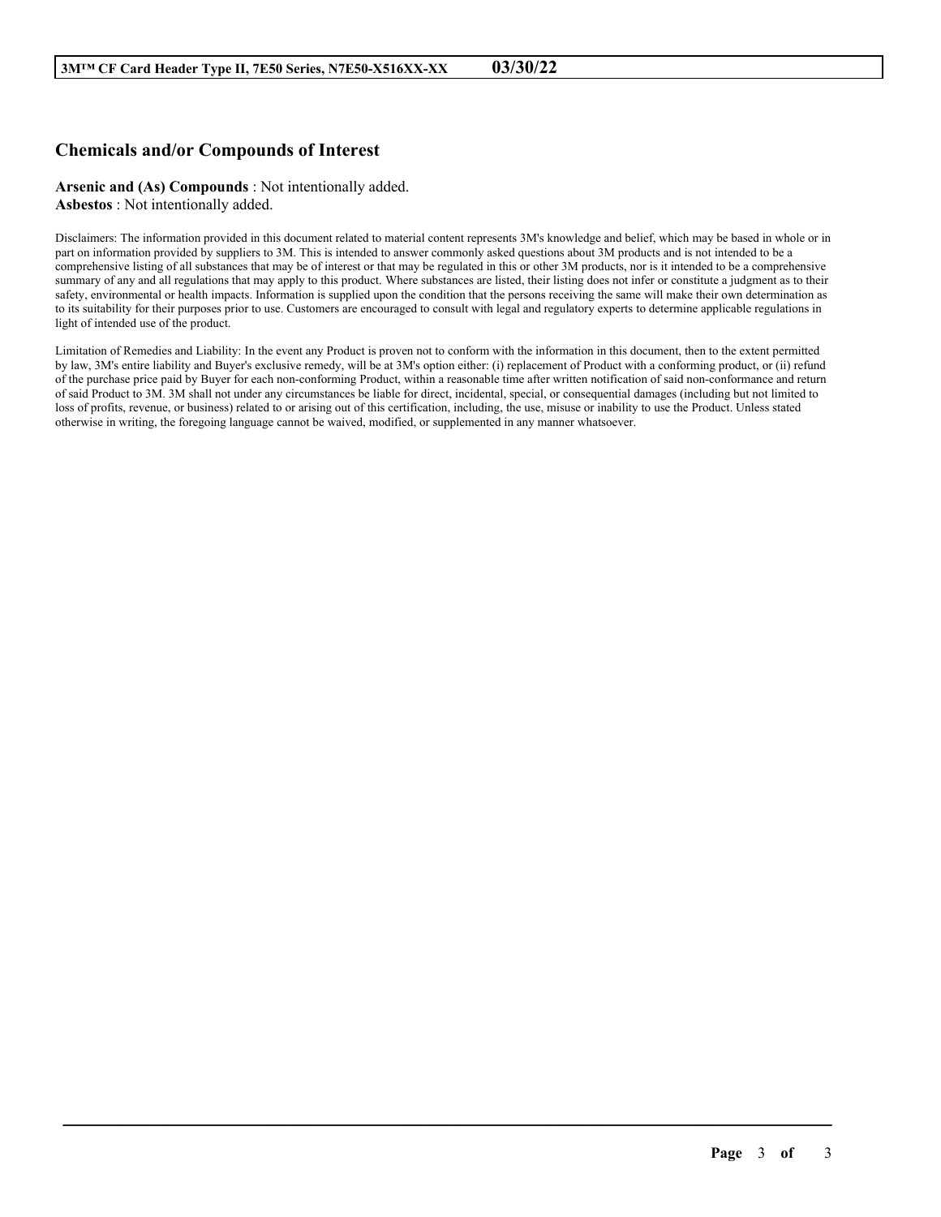## Chemicals and/or Compounds of Interest

**Arsenic and (As) Compounds** : Not intentionally added.
**Asbestos** : Not intentionally added.

Disclaimers: The information provided in this document related to material content represents 3M's knowledge and belief, which may be based in whole or in part on information provided by suppliers to 3M. This is intended to answer commonly asked questions about 3M products and is not intended to be a comprehensive listing of all substances that may be of interest or that may be regulated in this or other 3M products, nor is it intended to be a comprehensive summary of any and all regulations that may apply to this product. Where substances are listed, their listing does not infer or constitute a judgment as to their safety, environmental or health impacts. Information is supplied upon the condition that the persons receiving the same will make their own determination as to its suitability for their purposes prior to use. Customers are encouraged to consult with legal and regulatory experts to determine applicable regulations in light of intended use of the product.

Limitation of Remedies and Liability: In the event any Product is proven not to conform with the information in this document, then to the extent permitted by law, 3M's entire liability and Buyer's exclusive remedy, will be at 3M's option either: (i) replacement of Product with a conforming product, or (ii) refund of the purchase price paid by Buyer for each non-conforming Product, within a reasonable time after written notification of said non-conformance and return of said Product to 3M. 3M shall not under any circumstances be liable for direct, incidental, special, or consequential damages (including but not limited to loss of profits, revenue, or business) related to or arising out of this certification, including, the use, misuse or inability to use the Product. Unless stated otherwise in writing, the foregoing language cannot be waived, modified, or supplemented in any manner whatsoever.